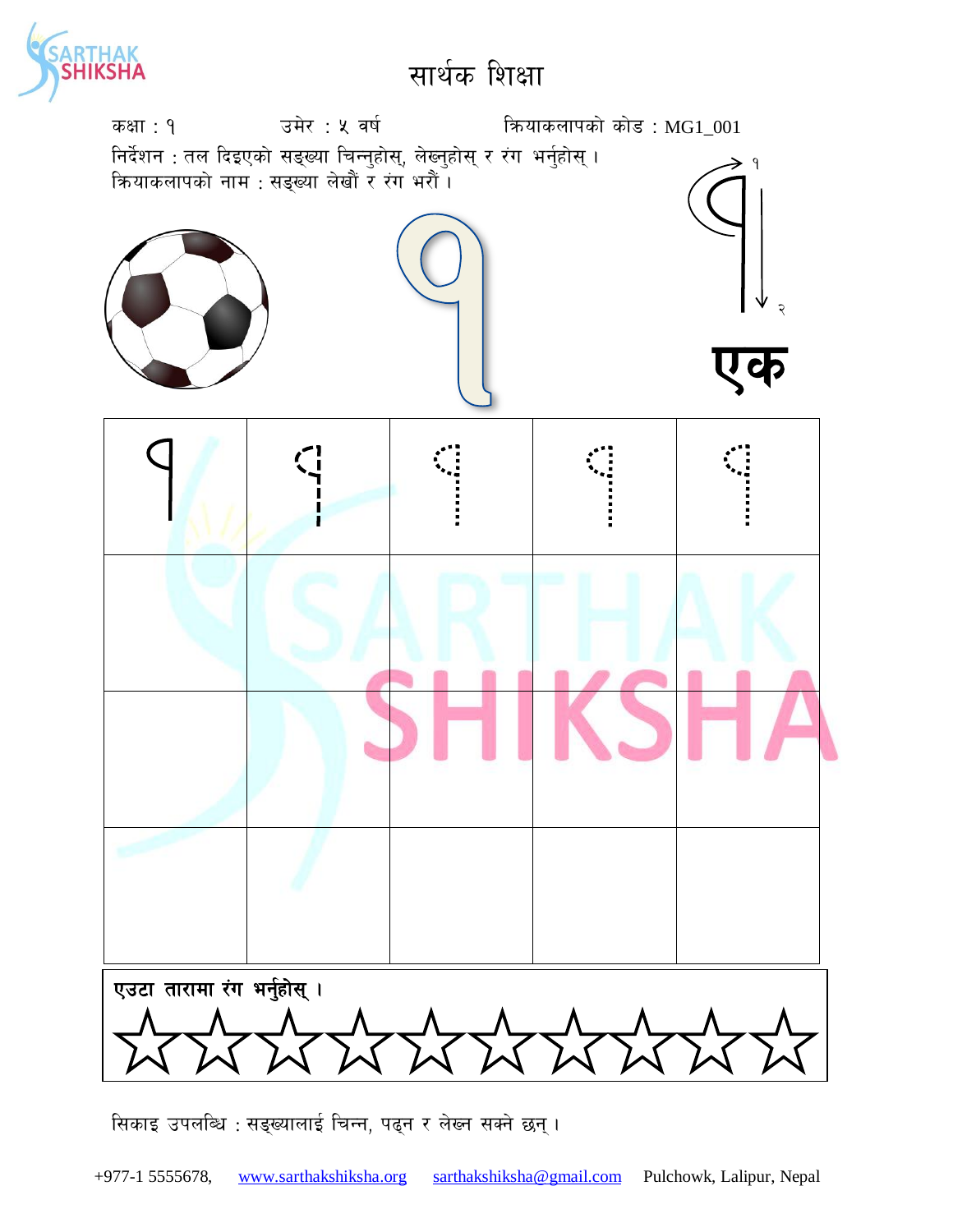# सार्थक शिक्षा

कक्षा : १ | उमेर : ५ वर्ष | क्रियाकलापको कोड : MG1_001

निर्देशन : तल दिइएको सङ्ख्या चिन्नुहोस्, लेख्नुहोस् र रंग भर्नुहोस् ।

क्रियाकलापको नाम : सङ्ख्या लेखौं र रंग भरौं ।

१

१ २

**एक**

| १ | १ | १ | १ | १ |
|---|---|---|---|---|
| | | | | |
| | | | | |
| | | | | |

**एउटा तारामा रंग भर्नुहोस् ।**

☆☆☆☆☆☆☆☆☆☆

सिकाइ उपलब्धि : सङ्ख्यालाई चिन्न, पढ्न र लेख्न सक्ने छन् ।

+977-1 5555678, www.sarthakshiksha.org sarthakshiksha@gmail.com Pulchowk, Lalipur, Nepal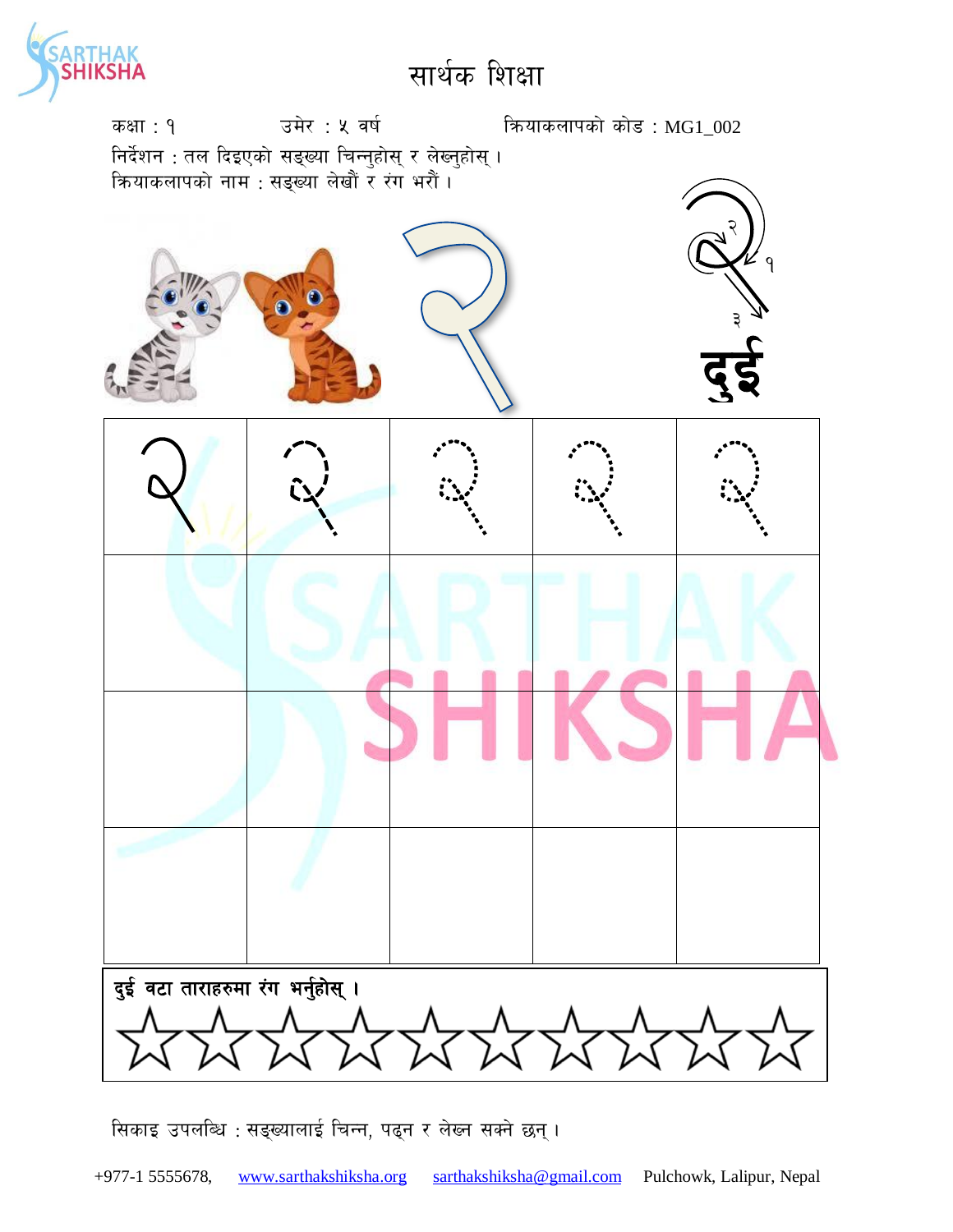# सार्थक शिक्षा

कक्षा : १ उमेर : ५ वर्ष क्रियाकलापको कोड : MG1_002

निर्देशन : तल दिइएको सङ्ख्या चिन्नुहोस् र लेख्नुहोस् ।

क्रियाकलापको नाम : सङ्ख्या लेखौं र रंग भरौं ।

२

दुई

| २ | २ | २ | २ | २ |
|---|---|---|---|---|
| | | | | |
| | | | | |
| | | | | |

**दुई वटा ताराहरुमा रंग भर्नुहोस् ।**

☆☆☆☆☆☆☆☆☆☆

सिकाइ उपलब्धि : सङ्ख्यालाई चिन्न, पढ्न र लेख्न सक्ने छन् ।

+977-1 5555678, www.sarthakshiksha.org sarthakshiksha@gmail.com Pulchowk, Lalipur, Nepal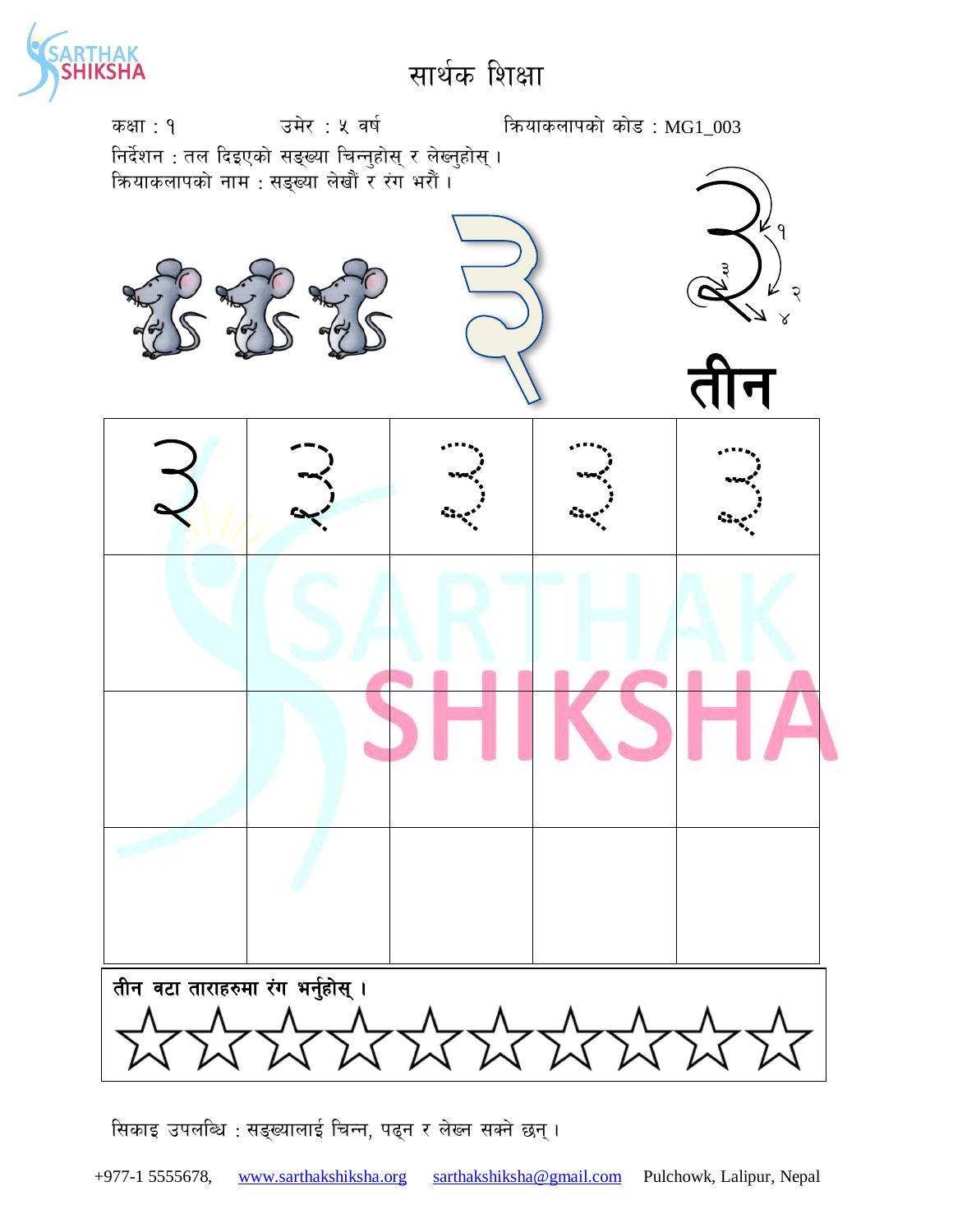# सार्थक शिक्षा

कक्षा : १ उमेर : ५ वर्ष क्रियाकलापको कोड : MG1_003

निर्देशन : तल दिइएको सङ्ख्या चिन्नुहोस् र लेख्नुहोस् ।

क्रियाकलापको नाम : सङ्ख्या लेखौं र रंग भरौं ।

३

तीन

| ३ | ३ | ३ | ३ | ३ |
|---|---|---|---|---|
| | | | | |
| | | | | |
| | | | | |

**तीन वटा ताराहरुमा रंग भर्नुहोस् ।**

☆☆☆☆☆☆☆☆☆☆

सिकाइ उपलब्धि : सङ्ख्यालाई चिन्न, पढ्न र लेख्न सक्ने छन् ।

+977-1 5555678, www.sarthakshiksha.org sarthakshiksha@gmail.com Pulchowk, Lalipur, Nepal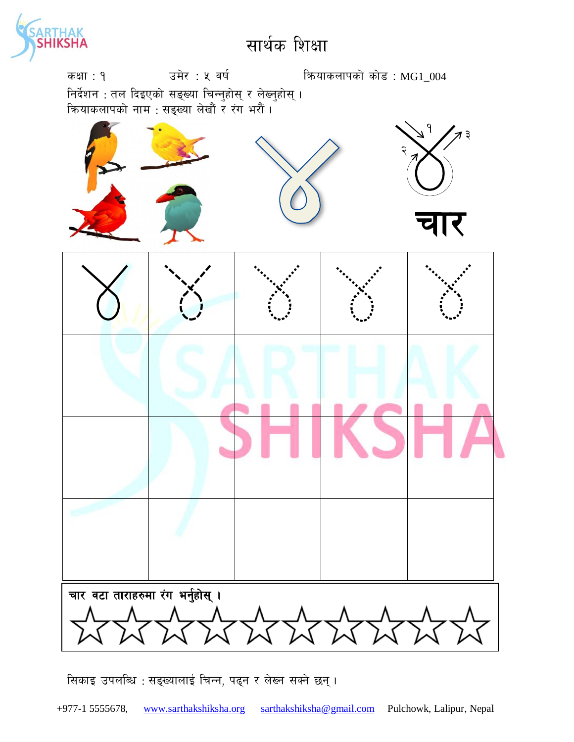# सार्थक शिक्षा

कक्षा : १ उमेर : ५ वर्ष क्रियाकलापको कोड : MG1_004

निर्देशन : तल दिइएको सङ्ख्या चिन्नुहोस् र लेख्नुहोस् ।

क्रियाकलापको नाम : सङ्ख्या लेखौं र रंग भरौं ।

४

१ २ ३

**चार**

| ४ | ४ | ४ | ४ | ४ |
|---|---|---|---|---|
| | | | | |
| | | | | |
| | | | | |

**चार वटा ताराहरुमा रंग भर्नुहोस् ।**

☆☆☆☆☆☆☆☆☆☆

सिकाइ उपलब्धि : सङ्ख्यालाई चिन्न, पढ्न र लेख्न सक्ने छन् ।

+977-1 5555678, www.sarthakshiksha.org sarthakshiksha@gmail.com Pulchowk, Lalipur, Nepal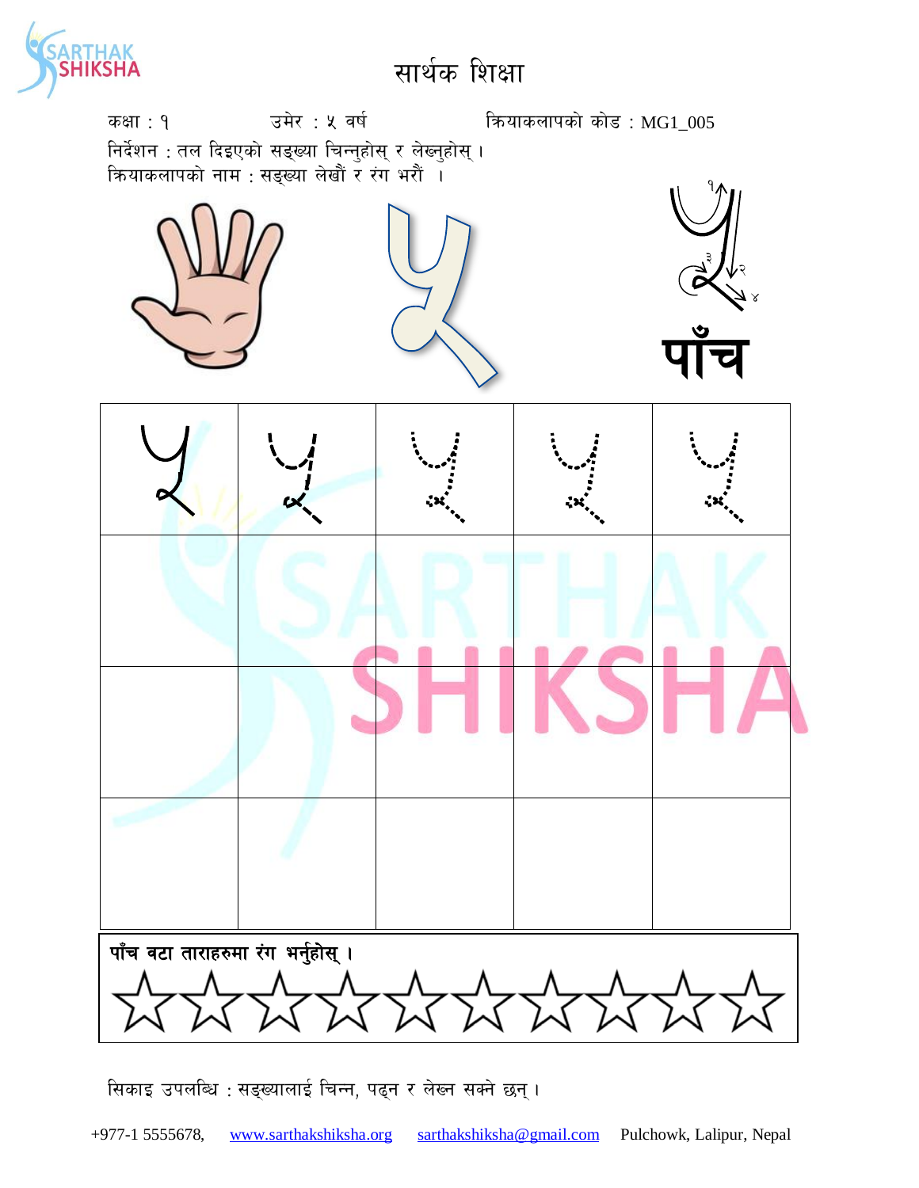# सार्थक शिक्षा

कक्षा : १ उमेर : ५ वर्ष क्रियाकलापको कोड : MG1_005

निर्देशन : तल दिइएको सङ्ख्या चिन्नुहोस् र लेख्नुहोस् ।

क्रियाकलापको नाम : सङ्ख्या लेखौं र रंग भरौं ।

५

**पाँच**

| ५ | ५ | ५ | ५ | ५ |
|---|---|---|---|---|
| | | | | |
| | | | | |
| | | | | |

**पाँच वटा ताराहरुमा रंग भर्नुहोस् ।**

☆☆☆☆☆☆☆☆☆☆

सिकाइ उपलब्धि : सङ्ख्यालाई चिन्न, पढ्न र लेख्न सक्ने छन् ।

+977-1 5555678, www.sarthakshiksha.org sarthakshiksha@gmail.com Pulchowk, Lalipur, Nepal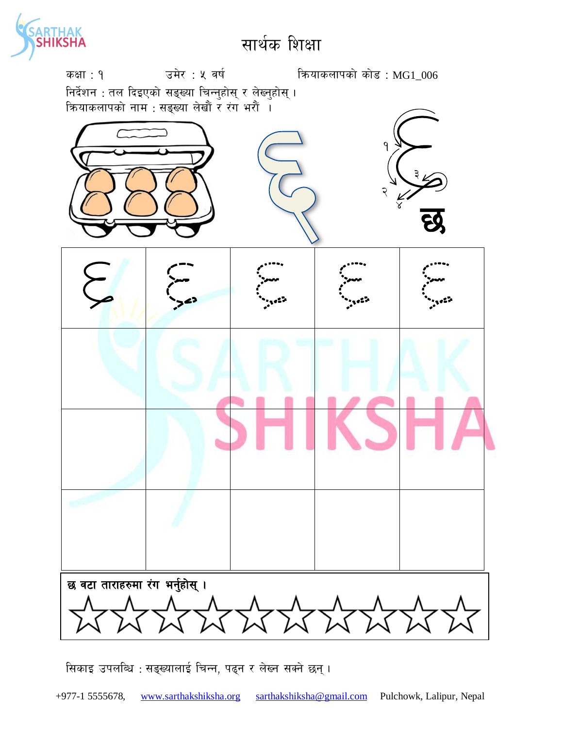# सार्थक शिक्षा

कक्षा : १ उमेर : ५ वर्ष क्रियाकलापको कोड : MG1_006

निर्देशन : तल दिइएको सङ्ख्या चिन्नुहोस् र लेख्नुहोस् ।

क्रियाकलापको नाम : सङ्ख्या लेखौं र रंग भरौं ।

६

छ

| ६ | ६ | ६ | ६ | ६ |
|---|---|---|---|---|
| | | | | |
| | | | | |
| | | | | |

**छ वटा ताराहरुमा रंग भर्नुहोस् ।**

☆☆☆☆☆☆☆☆☆☆

सिकाइ उपलब्धि : सङ्ख्यालाई चिन्न, पढ्न र लेख्न सक्ने छन् ।

+977-1 5555678, www.sarthakshiksha.org sarthakshiksha@gmail.com Pulchowk, Lalipur, Nepal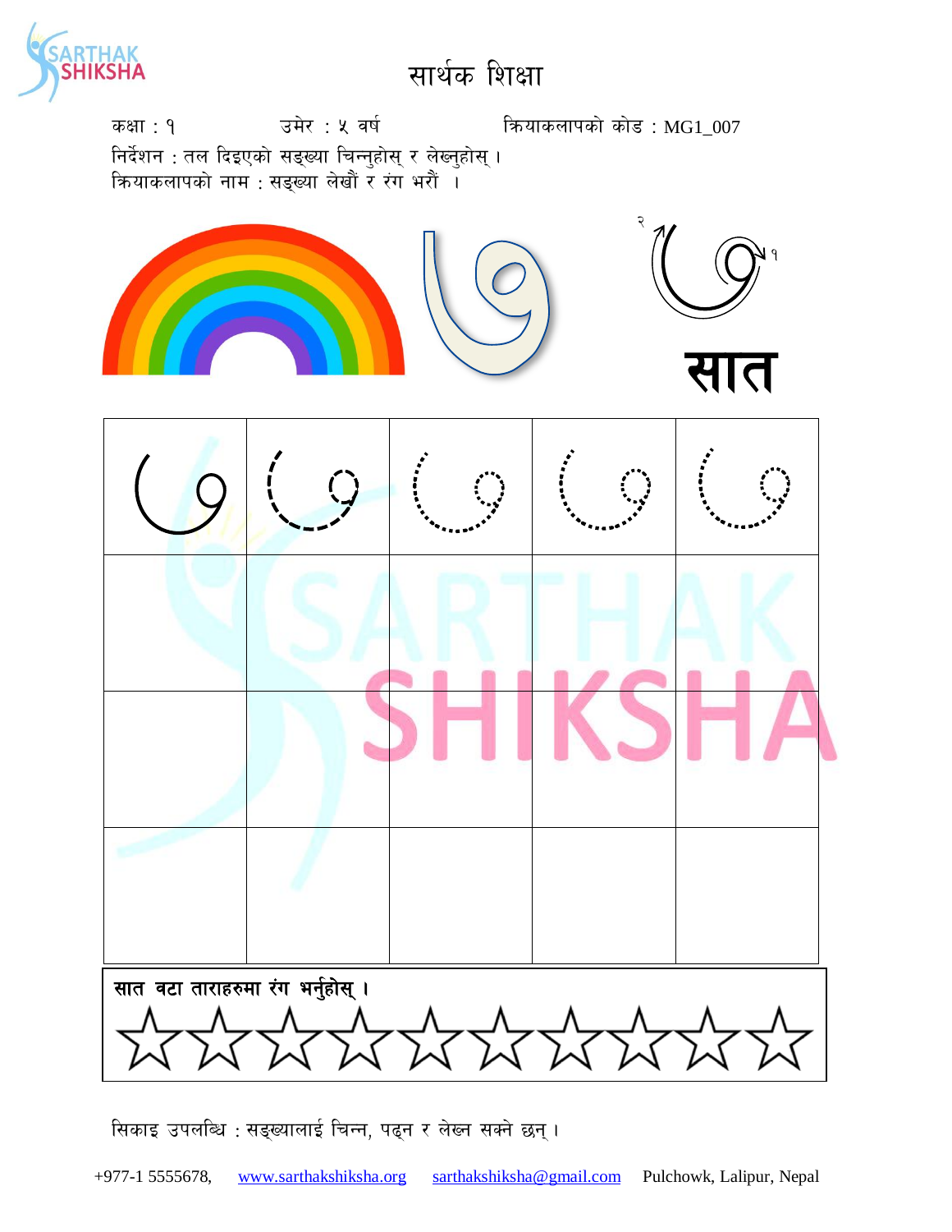# सार्थक शिक्षा

कक्षा : १ उमेर : ५ वर्ष क्रियाकलापको कोड : MG1_007

निर्देशन : तल दिइएको सङ्ख्या चिन्नुहोस् र लेख्नुहोस् ।

क्रियाकलापको नाम : सङ्ख्या लेखौं र रंग भरौं ।

७

सात

| ७ | ७ | ७ | ७ | ७ |
|---|---|---|---|---|
| | | | | |
| | | | | |
| | | | | |

**सात वटा ताराहरुमा रंग भर्नुहोस् ।**

☆☆☆☆☆☆☆☆☆☆

सिकाइ उपलब्धि : सङ्ख्यालाई चिन्न, पढ्न र लेख्न सक्ने छन् ।

+977-1 5555678, www.sarthakshiksha.org sarthakshiksha@gmail.com Pulchowk, Lalipur, Nepal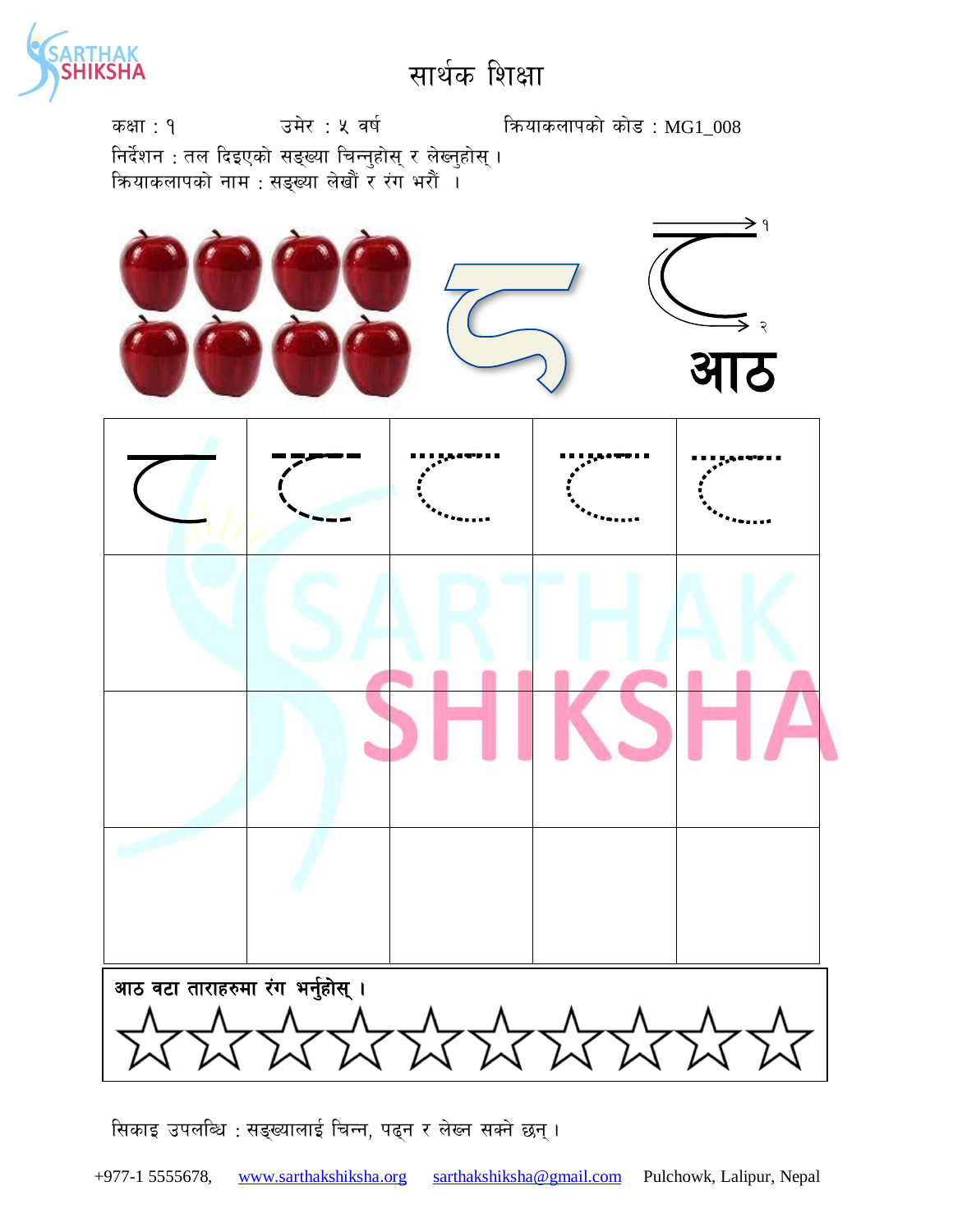# सार्थक शिक्षा

कक्षा : १ उमेर : ५ वर्ष क्रियाकलापको कोड : MG1_008

निर्देशन : तल दिइएको सङ्ख्या चिन्नुहोस् र लेख्नुहोस् ।

क्रियाकलापको नाम : सङ्ख्या लेखौं र रंग भरौं ।

८

आठ

**आठ वटा ताराहरुमा रंग भर्नुहोस् ।**

☆☆☆☆☆☆☆☆☆☆

सिकाइ उपलब्धि : सङ्ख्यालाई चिन्न, पढ्न र लेख्न सक्ने छन् ।

+977-1 5555678, www.sarthakshiksha.org sarthakshiksha@gmail.com Pulchowk, Lalipur, Nepal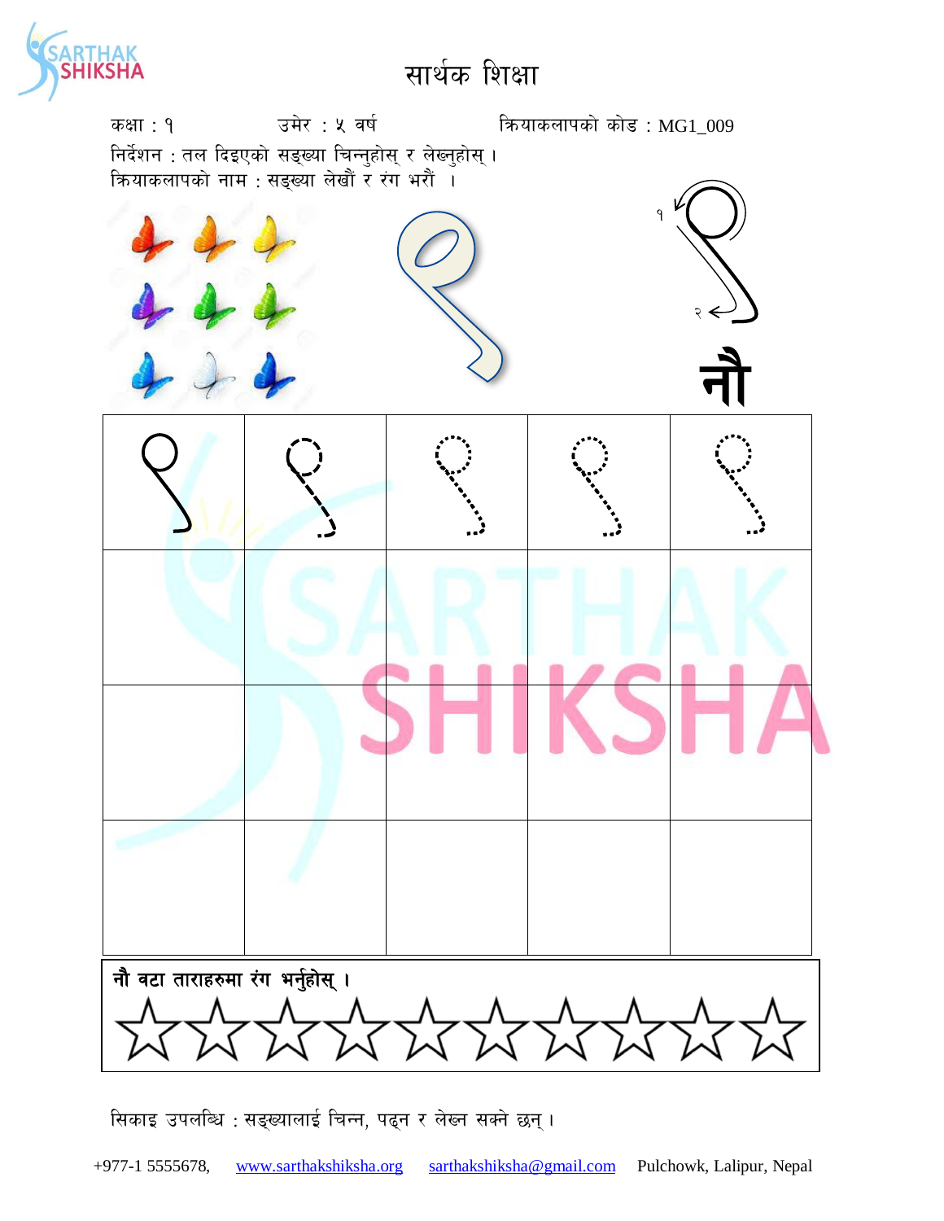# सार्थक शिक्षा

कक्षा : १ उमेर : ५ वर्ष क्रियाकलापको कोड : MG1_009

निर्देशन : तल दिइएको सङ्ख्या चिन्नुहोस् र लेख्नुहोस् ।

क्रियाकलापको नाम : सङ्ख्या लेखौं र रंग भरौं ।

९

१ २

**नौ**

| ९ | ९ | ९ | ९ | ९ |
|---|---|---|---|---|
| | | | | |
| | | | | |
| | | | | |

**नौ वटा ताराहरुमा रंग भर्नुहोस् ।**

☆☆☆☆☆☆☆☆☆☆

सिकाइ उपलब्धि : सङ्ख्यालाई चिन्न, पढ्न र लेख्न सक्ने छन् ।

+977-1 5555678, www.sarthakshiksha.org sarthakshiksha@gmail.com Pulchowk, Lalipur, Nepal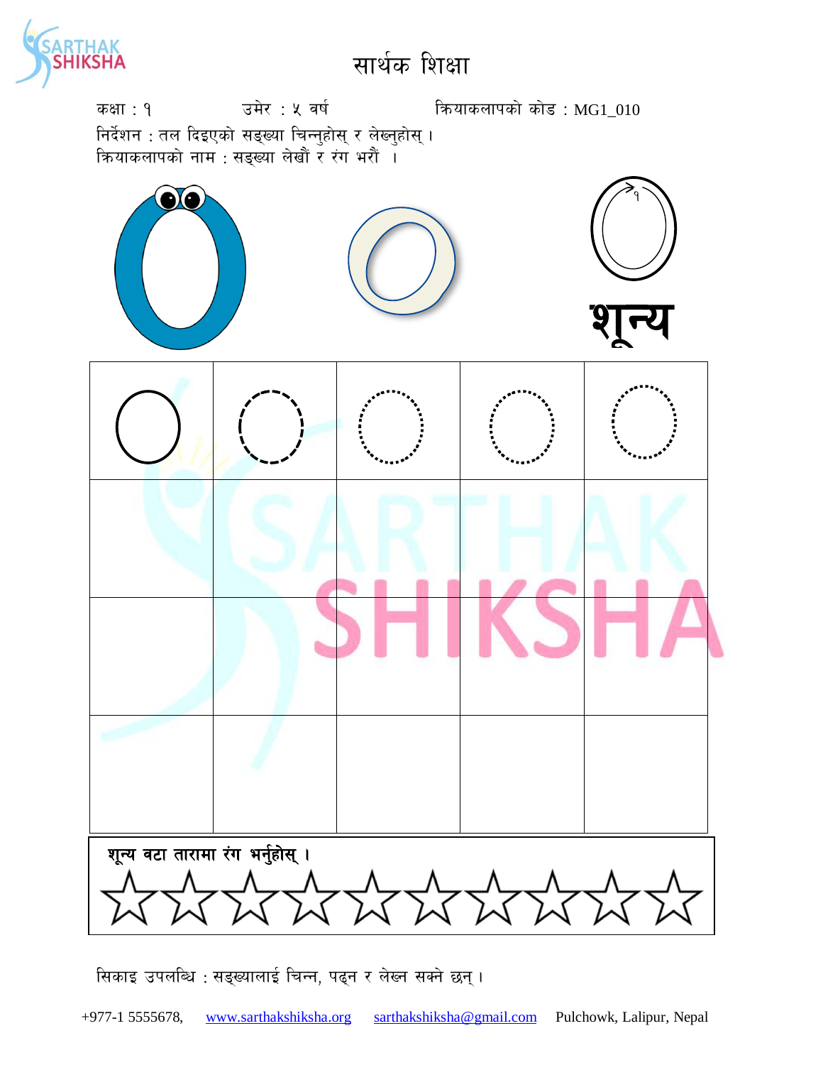# सार्थक शिक्षा

कक्षा : १ उमेर : ५ वर्ष क्रियाकलापको कोड : MG1_010

निर्देशन : तल दिइएको सङ्ख्या चिन्नुहोस् र लेख्नुहोस् ।

क्रियाकलापको नाम : सङ्ख्या लेखौं र रंग भरौं ।

१

**शून्य**

| | | | | |
|---|---|---|---|---|
| 0 | 0 | 0 | 0 | 0 |
| | | | | |
| | | | | |
| | | | | |

**शून्य वटा तारामा रंग भर्नुहोस् ।**

☆☆☆☆☆☆☆☆☆☆

सिकाइ उपलब्धि : सङ्ख्यालाई चिन्न, पढ्न र लेख्न सक्ने छन् ।

+977-1 5555678, www.sarthakshiksha.org sarthakshiksha@gmail.com Pulchowk, Lalipur, Nepal